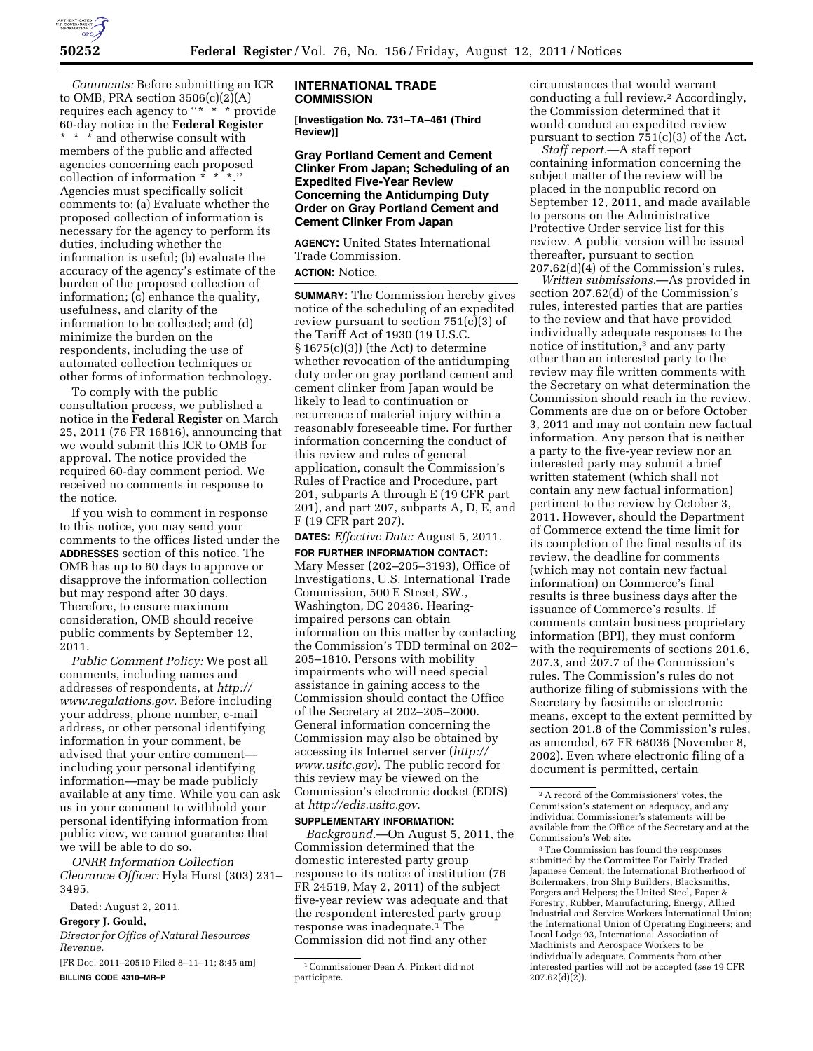*Comments:* Before submitting an ICR to OMB, PRA section 3506(c)(2)(A) requires each agency to ''* * * provide 60-day notice in the **Federal Register** * * * and otherwise consult with members of the public and affected agencies concerning each proposed collection of information * * *.'' Agencies must specifically solicit comments to: (a) Evaluate whether the proposed collection of information is necessary for the agency to perform its duties, including whether the information is useful; (b) evaluate the accuracy of the agency's estimate of the burden of the proposed collection of information; (c) enhance the quality, usefulness, and clarity of the information to be collected; and (d) minimize the burden on the respondents, including the use of automated collection techniques or other forms of information technology.

To comply with the public consultation process, we published a notice in the **Federal Register** on March 25, 2011 (76 FR 16816), announcing that we would submit this ICR to OMB for approval. The notice provided the required 60-day comment period. We received no comments in response to the notice.

If you wish to comment in response to this notice, you may send your comments to the offices listed under the **ADDRESSES** section of this notice. The OMB has up to 60 days to approve or disapprove the information collection but may respond after 30 days. Therefore, to ensure maximum consideration, OMB should receive public comments by September 12, 2011.

*Public Comment Policy:* We post all comments, including names and addresses of respondents, at *http://www.regulations.gov*. Before including your address, phone number, e-mail address, or other personal identifying information in your comment, be advised that your entire comment—including your personal identifying information—may be made publicly available at any time. While you can ask us in your comment to withhold your personal identifying information from public view, we cannot guarantee that we will be able to do so.

*ONRR Information Collection Clearance Officer:* Hyla Hurst (303) 231–3495.

Dated: August 2, 2011.

**Gregory J. Gould,**

*Director for Office of Natural Resources Revenue.*

[FR Doc. 2011–20510 Filed 8–11–11; 8:45 am]

**BILLING CODE 4310–MR–P**

## INTERNATIONAL TRADE COMMISSION

**[Investigation No. 731–TA–461 (Third Review)]**

## Gray Portland Cement and Cement Clinker From Japan; Scheduling of an Expedited Five-Year Review Concerning the Antidumping Duty Order on Gray Portland Cement and Cement Clinker From Japan

**AGENCY:** United States International Trade Commission.

**ACTION:** Notice.

**SUMMARY:** The Commission hereby gives notice of the scheduling of an expedited review pursuant to section 751(c)(3) of the Tariff Act of 1930 (19 U.S.C. § 1675(c)(3)) (the Act) to determine whether revocation of the antidumping duty order on gray portland cement and cement clinker from Japan would be likely to lead to continuation or recurrence of material injury within a reasonably foreseeable time. For further information concerning the conduct of this review and rules of general application, consult the Commission's Rules of Practice and Procedure, part 201, subparts A through E (19 CFR part 201), and part 207, subparts A, D, E, and F (19 CFR part 207).

**DATES:** *Effective Date:* August 5, 2011.

**FOR FURTHER INFORMATION CONTACT:** Mary Messer (202–205–3193), Office of Investigations, U.S. International Trade Commission, 500 E Street, SW., Washington, DC 20436. Hearing-impaired persons can obtain information on this matter by contacting the Commission's TDD terminal on 202–205–1810. Persons with mobility impairments who will need special assistance in gaining access to the Commission should contact the Office of the Secretary at 202–205–2000. General information concerning the Commission may also be obtained by accessing its Internet server (*http://www.usitc.gov*). The public record for this review may be viewed on the Commission's electronic docket (EDIS) at *http://edis.usitc.gov*.

**SUPPLEMENTARY INFORMATION:**

*Background.*—On August 5, 2011, the Commission determined that the domestic interested party group response to its notice of institution (76 FR 24519, May 2, 2011) of the subject five-year review was adequate and that the respondent interested party group response was inadequate.[1] The Commission did not find any other circumstances that would warrant conducting a full review.[2] Accordingly, the Commission determined that it would conduct an expedited review pursuant to section 751(c)(3) of the Act.

*Staff report.*—A staff report containing information concerning the subject matter of the review will be placed in the nonpublic record on September 12, 2011, and made available to persons on the Administrative Protective Order service list for this review. A public version will be issued thereafter, pursuant to section 207.62(d)(4) of the Commission's rules.

*Written submissions.*—As provided in section 207.62(d) of the Commission's rules, interested parties that are parties to the review and that have provided individually adequate responses to the notice of institution,[3] and any party other than an interested party to the review may file written comments with the Secretary on what determination the Commission should reach in the review. Comments are due on or before October 3, 2011 and may not contain new factual information. Any person that is neither a party to the five-year review nor an interested party may submit a brief written statement (which shall not contain any new factual information) pertinent to the review by October 3, 2011. However, should the Department of Commerce extend the time limit for its completion of the final results of its review, the deadline for comments (which may not contain new factual information) on Commerce's final results is three business days after the issuance of Commerce's results. If comments contain business proprietary information (BPI), they must conform with the requirements of sections 201.6, 207.3, and 207.7 of the Commission's rules. The Commission's rules do not authorize filing of submissions with the Secretary by facsimile or electronic means, except to the extent permitted by section 201.8 of the Commission's rules, as amended, 67 FR 68036 (November 8, 2002). Even where electronic filing of a document is permitted, certain

---

[1] Commissioner Dean A. Pinkert did not participate.

[2] A record of the Commissioners' votes, the Commission's statement on adequacy, and any individual Commissioner's statements will be available from the Office of the Secretary and at the Commission's Web site.

[3] The Commission has found the responses submitted by the Committee For Fairly Traded Japanese Cement; the International Brotherhood of Boilermakers, Iron Ship Builders, Blacksmiths, Forgers and Helpers; the United Steel, Paper & Forestry, Rubber, Manufacturing, Energy, Allied Industrial and Service Workers International Union; the International Union of Operating Engineers; and Local Lodge 93, International Association of Machinists and Aerospace Workers to be individually adequate. Comments from other interested parties will not be accepted (*see* 19 CFR 207.62(d)(2)).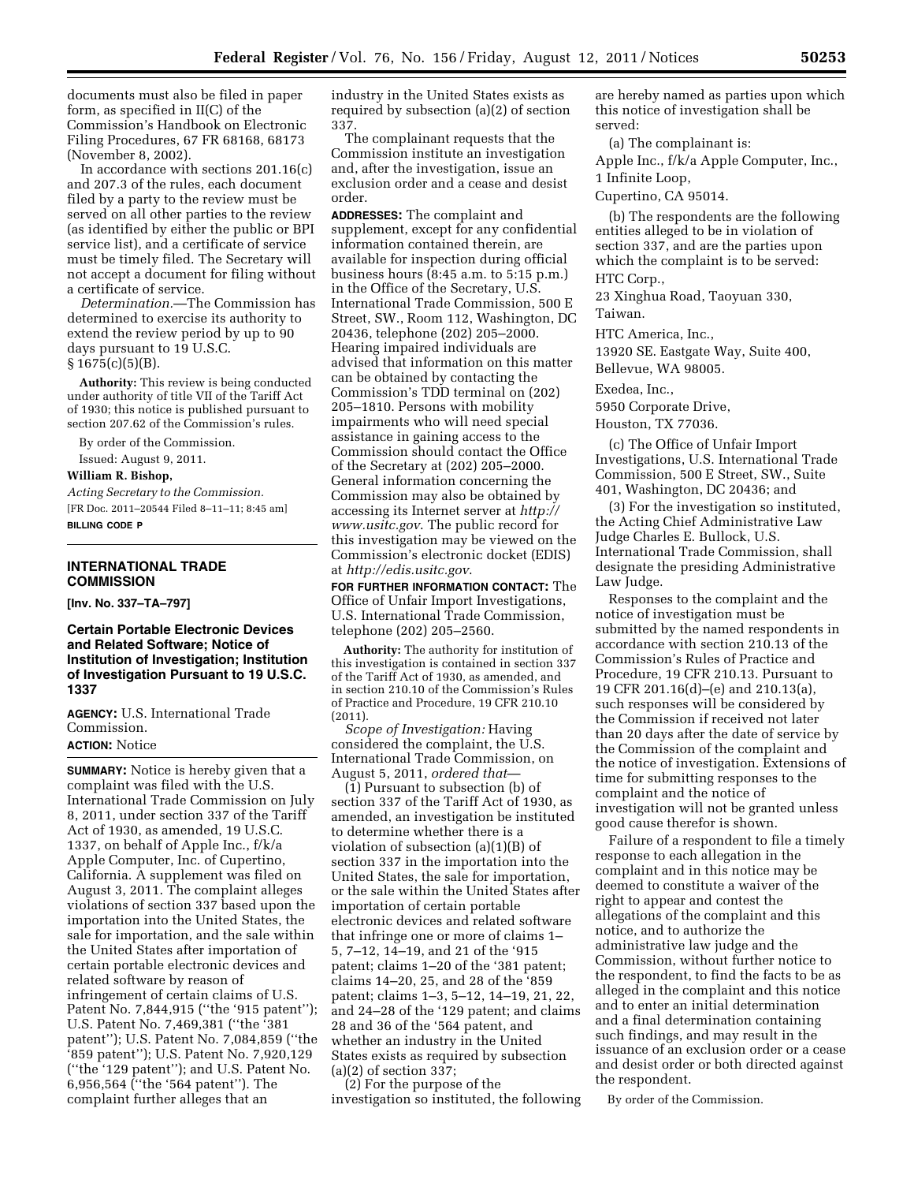documents must also be filed in paper form, as specified in II(C) of the Commission's Handbook on Electronic Filing Procedures, 67 FR 68168, 68173 (November 8, 2002).

In accordance with sections 201.16(c) and 207.3 of the rules, each document filed by a party to the review must be served on all other parties to the review (as identified by either the public or BPI service list), and a certificate of service must be timely filed. The Secretary will not accept a document for filing without a certificate of service.

*Determination.*—The Commission has determined to exercise its authority to extend the review period by up to 90 days pursuant to 19 U.S.C. § 1675(c)(5)(B).

**Authority:** This review is being conducted under authority of title VII of the Tariff Act of 1930; this notice is published pursuant to section 207.62 of the Commission's rules.

By order of the Commission.

Issued: August 9, 2011.

**William R. Bishop,**

*Acting Secretary to the Commission.*

[FR Doc. 2011–20544 Filed 8–11–11; 8:45 am]

**BILLING CODE P**

---

## INTERNATIONAL TRADE COMMISSION

**[Inv. No. 337–TA–797]**

### Certain Portable Electronic Devices and Related Software; Notice of Institution of Investigation; Institution of Investigation Pursuant to 19 U.S.C. 1337

**AGENCY:** U.S. International Trade Commission.

**ACTION:** Notice

**SUMMARY:** Notice is hereby given that a complaint was filed with the U.S. International Trade Commission on July 8, 2011, under section 337 of the Tariff Act of 1930, as amended, 19 U.S.C. 1337, on behalf of Apple Inc., f/k/a Apple Computer, Inc. of Cupertino, California. A supplement was filed on August 3, 2011. The complaint alleges violations of section 337 based upon the importation into the United States, the sale for importation, and the sale within the United States after importation of certain portable electronic devices and related software by reason of infringement of certain claims of U.S. Patent No. 7,844,915 (''the '915 patent''); U.S. Patent No. 7,469,381 (''the '381 patent''); U.S. Patent No. 7,084,859 (''the '859 patent''); U.S. Patent No. 7,920,129 (''the '129 patent''); and U.S. Patent No. 6,956,564 (''the '564 patent''). The complaint further alleges that an industry in the United States exists as required by subsection (a)(2) of section 337.

The complainant requests that the Commission institute an investigation and, after the investigation, issue an exclusion order and a cease and desist order.

**ADDRESSES:** The complaint and supplement, except for any confidential information contained therein, are available for inspection during official business hours (8:45 a.m. to 5:15 p.m.) in the Office of the Secretary, U.S. International Trade Commission, 500 E Street, SW., Room 112, Washington, DC 20436, telephone (202) 205–2000. Hearing impaired individuals are advised that information on this matter can be obtained by contacting the Commission's TDD terminal on (202) 205–1810. Persons with mobility impairments who will need special assistance in gaining access to the Commission should contact the Office of the Secretary at (202) 205–2000. General information concerning the Commission may also be obtained by accessing its Internet server at *http://www.usitc.gov.* The public record for this investigation may be viewed on the Commission's electronic docket (EDIS) at *http://edis.usitc.gov.*

**FOR FURTHER INFORMATION CONTACT:** The Office of Unfair Import Investigations, U.S. International Trade Commission, telephone (202) 205–2560.

**Authority:** The authority for institution of this investigation is contained in section 337 of the Tariff Act of 1930, as amended, and in section 210.10 of the Commission's Rules of Practice and Procedure, 19 CFR 210.10 (2011).

*Scope of Investigation:* Having considered the complaint, the U.S. International Trade Commission, on August 5, 2011, *ordered that*—

(1) Pursuant to subsection (b) of section 337 of the Tariff Act of 1930, as amended, an investigation be instituted to determine whether there is a violation of subsection (a)(1)(B) of section 337 in the importation into the United States, the sale for importation, or the sale within the United States after importation of certain portable electronic devices and related software that infringe one or more of claims 1–5, 7–12, 14–19, and 21 of the '915 patent; claims 1–20 of the '381 patent; claims 14–20, 25, and 28 of the '859 patent; claims 1–3, 5–12, 14–19, 21, 22, and 24–28 of the '129 patent; and claims 28 and 36 of the '564 patent, and whether an industry in the United States exists as required by subsection (a)(2) of section 337;

(2) For the purpose of the investigation so instituted, the following are hereby named as parties upon which this notice of investigation shall be served:

(a) The complainant is:

Apple Inc., f/k/a Apple Computer, Inc.,
1 Infinite Loop,
Cupertino, CA 95014.

(b) The respondents are the following entities alleged to be in violation of section 337, and are the parties upon which the complaint is to be served:

HTC Corp.,
23 Xinghua Road, Taoyuan 330,
Taiwan.

HTC America, Inc.,
13920 SE. Eastgate Way, Suite 400,
Bellevue, WA 98005.

Exedea, Inc.,
5950 Corporate Drive,
Houston, TX 77036.

(c) The Office of Unfair Import Investigations, U.S. International Trade Commission, 500 E Street, SW., Suite 401, Washington, DC 20436; and

(3) For the investigation so instituted, the Acting Chief Administrative Law Judge Charles E. Bullock, U.S. International Trade Commission, shall designate the presiding Administrative Law Judge.

Responses to the complaint and the notice of investigation must be submitted by the named respondents in accordance with section 210.13 of the Commission's Rules of Practice and Procedure, 19 CFR 210.13. Pursuant to 19 CFR 201.16(d)–(e) and 210.13(a), such responses will be considered by the Commission if received not later than 20 days after the date of service by the Commission of the complaint and the notice of investigation. Extensions of time for submitting responses to the complaint and the notice of investigation will not be granted unless good cause therefor is shown.

Failure of a respondent to file a timely response to each allegation in the complaint and in this notice may be deemed to constitute a waiver of the right to appear and contest the allegations of the complaint and this notice, and to authorize the administrative law judge and the Commission, without further notice to the respondent, to find the facts to be as alleged in the complaint and this notice and to enter an initial determination and a final determination containing such findings, and may result in the issuance of an exclusion order or a cease and desist order or both directed against the respondent.

By order of the Commission.